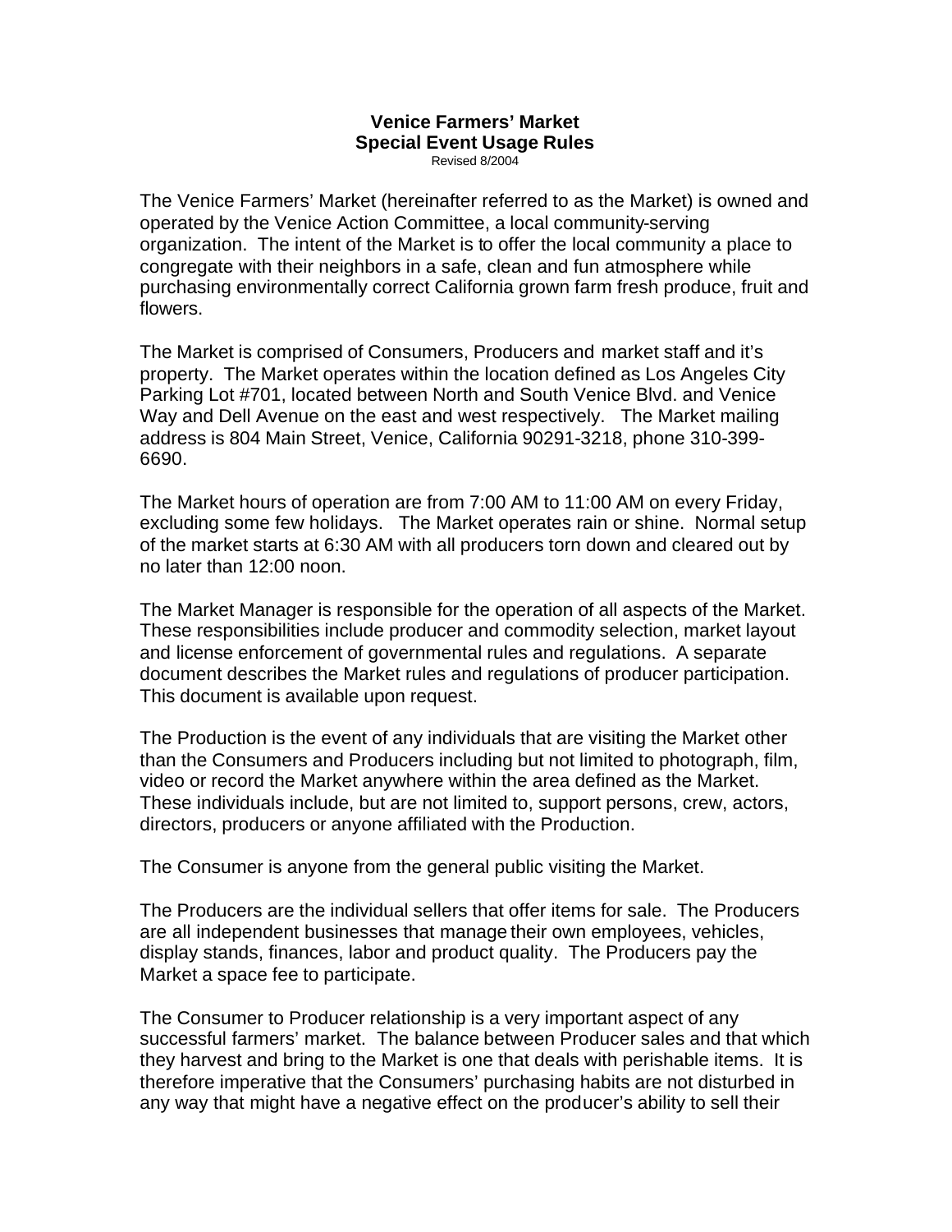# Venice Farmers' Market
## Special Event Usage Rules

Revised 8/2004

The Venice Farmers' Market (hereinafter referred to as the Market) is owned and operated by the Venice Action Committee, a local community-serving organization. The intent of the Market is to offer the local community a place to congregate with their neighbors in a safe, clean and fun atmosphere while purchasing environmentally correct California grown farm fresh produce, fruit and flowers.

The Market is comprised of Consumers, Producers and market staff and it's property. The Market operates within the location defined as Los Angeles City Parking Lot #701, located between North and South Venice Blvd. and Venice Way and Dell Avenue on the east and west respectively. The Market mailing address is 804 Main Street, Venice, California 90291-3218, phone 310-399-6690.

The Market hours of operation are from 7:00 AM to 11:00 AM on every Friday, excluding some few holidays. The Market operates rain or shine. Normal setup of the market starts at 6:30 AM with all producers torn down and cleared out by no later than 12:00 noon.

The Market Manager is responsible for the operation of all aspects of the Market. These responsibilities include producer and commodity selection, market layout and license enforcement of governmental rules and regulations. A separate document describes the Market rules and regulations of producer participation. This document is available upon request.

The Production is the event of any individuals that are visiting the Market other than the Consumers and Producers including but not limited to photograph, film, video or record the Market anywhere within the area defined as the Market. These individuals include, but are not limited to, support persons, crew, actors, directors, producers or anyone affiliated with the Production.

The Consumer is anyone from the general public visiting the Market.

The Producers are the individual sellers that offer items for sale. The Producers are all independent businesses that manage their own employees, vehicles, display stands, finances, labor and product quality. The Producers pay the Market a space fee to participate.

The Consumer to Producer relationship is a very important aspect of any successful farmers' market. The balance between Producer sales and that which they harvest and bring to the Market is one that deals with perishable items. It is therefore imperative that the Consumers' purchasing habits are not disturbed in any way that might have a negative effect on the producer's ability to sell their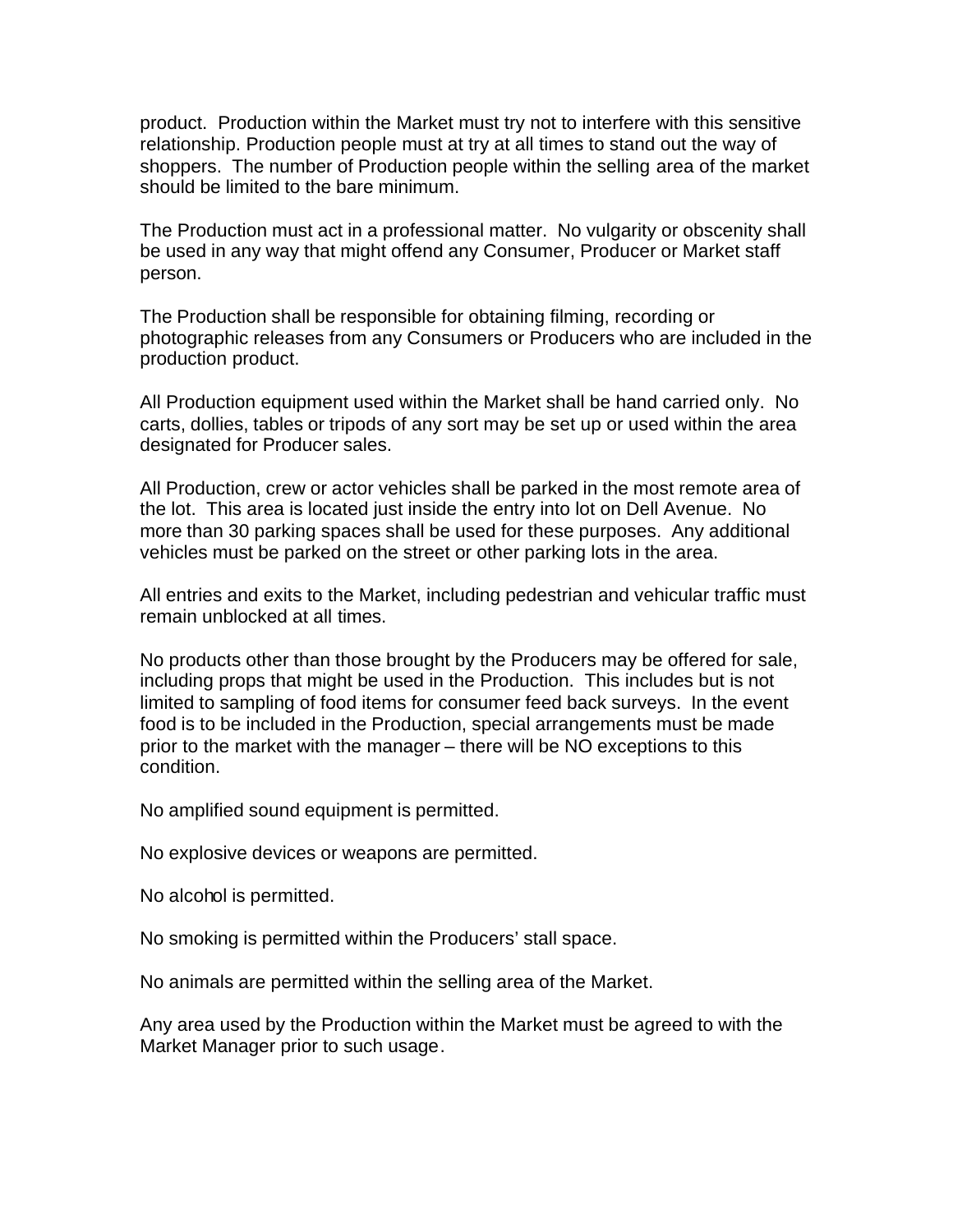product. Production within the Market must try not to interfere with this sensitive relationship. Production people must at try at all times to stand out the way of shoppers. The number of Production people within the selling area of the market should be limited to the bare minimum.

The Production must act in a professional matter. No vulgarity or obscenity shall be used in any way that might offend any Consumer, Producer or Market staff person.

The Production shall be responsible for obtaining filming, recording or photographic releases from any Consumers or Producers who are included in the production product.

All Production equipment used within the Market shall be hand carried only. No carts, dollies, tables or tripods of any sort may be set up or used within the area designated for Producer sales.

All Production, crew or actor vehicles shall be parked in the most remote area of the lot. This area is located just inside the entry into lot on Dell Avenue. No more than 30 parking spaces shall be used for these purposes. Any additional vehicles must be parked on the street or other parking lots in the area.

All entries and exits to the Market, including pedestrian and vehicular traffic must remain unblocked at all times.

No products other than those brought by the Producers may be offered for sale, including props that might be used in the Production. This includes but is not limited to sampling of food items for consumer feed back surveys. In the event food is to be included in the Production, special arrangements must be made prior to the market with the manager – there will be NO exceptions to this condition.

No amplified sound equipment is permitted.

No explosive devices or weapons are permitted.

No alcohol is permitted.

No smoking is permitted within the Producers' stall space.

No animals are permitted within the selling area of the Market.

Any area used by the Production within the Market must be agreed to with the Market Manager prior to such usage.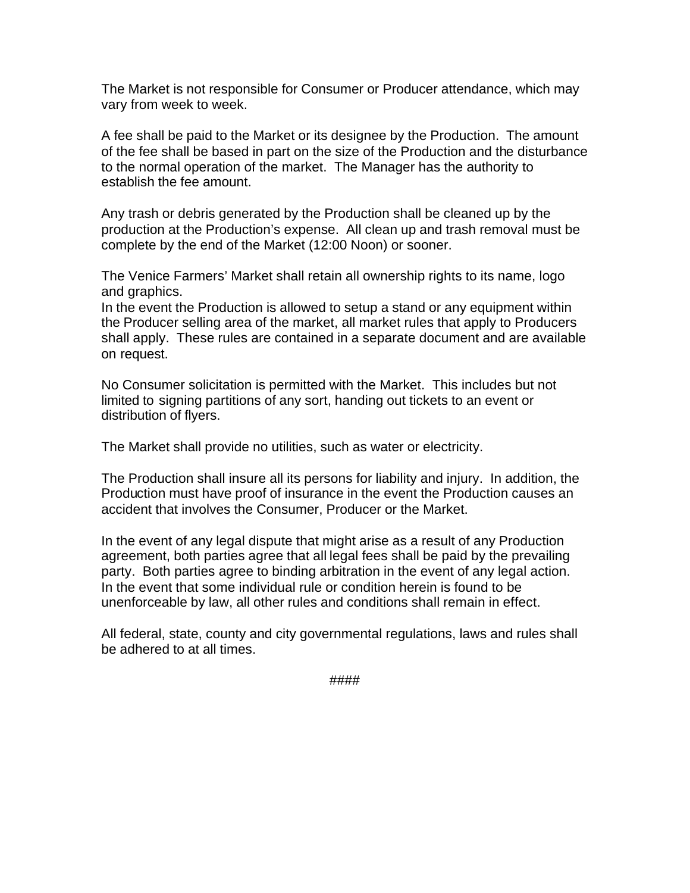The Market is not responsible for Consumer or Producer attendance, which may vary from week to week.

A fee shall be paid to the Market or its designee by the Production. The amount of the fee shall be based in part on the size of the Production and the disturbance to the normal operation of the market. The Manager has the authority to establish the fee amount.

Any trash or debris generated by the Production shall be cleaned up by the production at the Production's expense. All clean up and trash removal must be complete by the end of the Market (12:00 Noon) or sooner.

The Venice Farmers' Market shall retain all ownership rights to its name, logo and graphics.
In the event the Production is allowed to setup a stand or any equipment within the Producer selling area of the market, all market rules that apply to Producers shall apply. These rules are contained in a separate document and are available on request.

No Consumer solicitation is permitted with the Market. This includes but not limited to signing partitions of any sort, handing out tickets to an event or distribution of flyers.

The Market shall provide no utilities, such as water or electricity.

The Production shall insure all its persons for liability and injury. In addition, the Production must have proof of insurance in the event the Production causes an accident that involves the Consumer, Producer or the Market.

In the event of any legal dispute that might arise as a result of any Production agreement, both parties agree that all legal fees shall be paid by the prevailing party. Both parties agree to binding arbitration in the event of any legal action. In the event that some individual rule or condition herein is found to be unenforceable by law, all other rules and conditions shall remain in effect.

All federal, state, county and city governmental regulations, laws and rules shall be adhered to at all times.

####